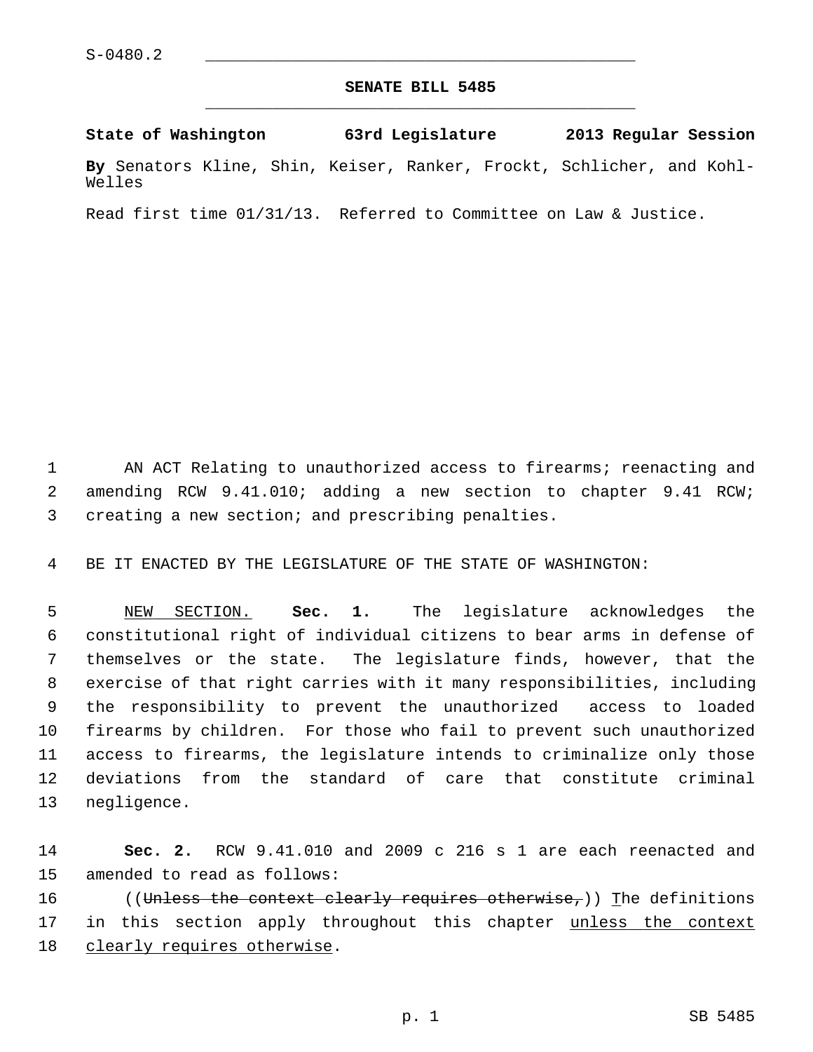S-0480.2

## SENATE BILL 5485

**State of Washington 63rd Legislature 2013 Regular Session**

**By** Senators Kline, Shin, Keiser, Ranker, Frockt, Schlicher, and Kohl-Welles

Read first time 01/31/13. Referred to Committee on Law & Justice.

AN ACT Relating to unauthorized access to firearms; reenacting and amending RCW 9.41.010; adding a new section to chapter 9.41 RCW; creating a new section; and prescribing penalties.

BE IT ENACTED BY THE LEGISLATURE OF THE STATE OF WASHINGTON:

NEW SECTION. **Sec. 1.** The legislature acknowledges the constitutional right of individual citizens to bear arms in defense of themselves or the state. The legislature finds, however, that the exercise of that right carries with it many responsibilities, including the responsibility to prevent the unauthorized access to loaded firearms by children. For those who fail to prevent such unauthorized access to firearms, the legislature intends to criminalize only those deviations from the standard of care that constitute criminal negligence.

**Sec. 2.** RCW 9.41.010 and 2009 c 216 s 1 are each reenacted and amended to read as follows:

((~~Unless the context clearly requires otherwise,~~)) The definitions in this section apply throughout this chapter unless the context clearly requires otherwise.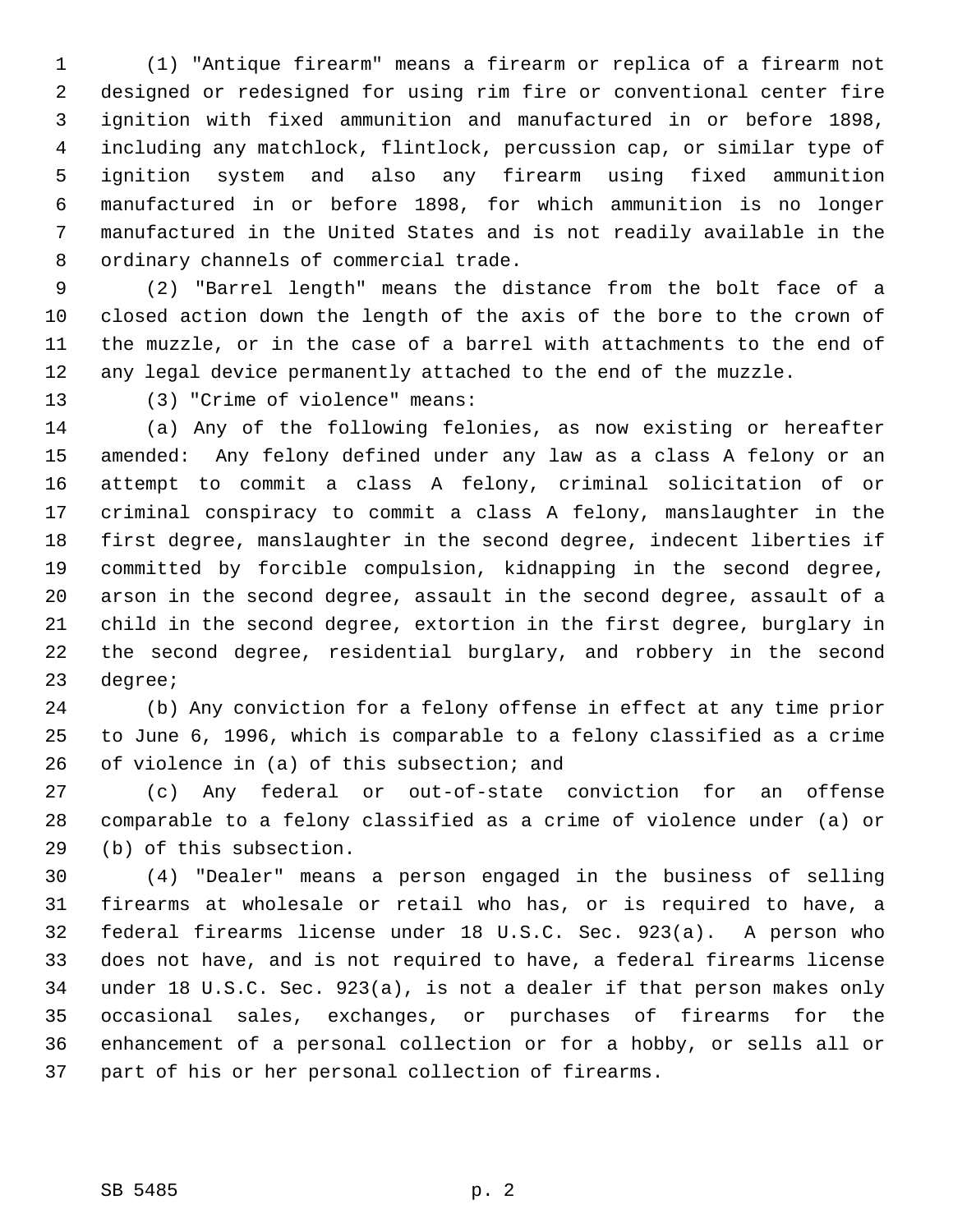(1) "Antique firearm" means a firearm or replica of a firearm not designed or redesigned for using rim fire or conventional center fire ignition with fixed ammunition and manufactured in or before 1898, including any matchlock, flintlock, percussion cap, or similar type of ignition system and also any firearm using fixed ammunition manufactured in or before 1898, for which ammunition is no longer manufactured in the United States and is not readily available in the ordinary channels of commercial trade.

(2) "Barrel length" means the distance from the bolt face of a closed action down the length of the axis of the bore to the crown of the muzzle, or in the case of a barrel with attachments to the end of any legal device permanently attached to the end of the muzzle.

(3) "Crime of violence" means:

(a) Any of the following felonies, as now existing or hereafter amended: Any felony defined under any law as a class A felony or an attempt to commit a class A felony, criminal solicitation of or criminal conspiracy to commit a class A felony, manslaughter in the first degree, manslaughter in the second degree, indecent liberties if committed by forcible compulsion, kidnapping in the second degree, arson in the second degree, assault in the second degree, assault of a child in the second degree, extortion in the first degree, burglary in the second degree, residential burglary, and robbery in the second degree;

(b) Any conviction for a felony offense in effect at any time prior to June 6, 1996, which is comparable to a felony classified as a crime of violence in (a) of this subsection; and

(c) Any federal or out-of-state conviction for an offense comparable to a felony classified as a crime of violence under (a) or (b) of this subsection.

(4) "Dealer" means a person engaged in the business of selling firearms at wholesale or retail who has, or is required to have, a federal firearms license under 18 U.S.C. Sec. 923(a). A person who does not have, and is not required to have, a federal firearms license under 18 U.S.C. Sec. 923(a), is not a dealer if that person makes only occasional sales, exchanges, or purchases of firearms for the enhancement of a personal collection or for a hobby, or sells all or part of his or her personal collection of firearms.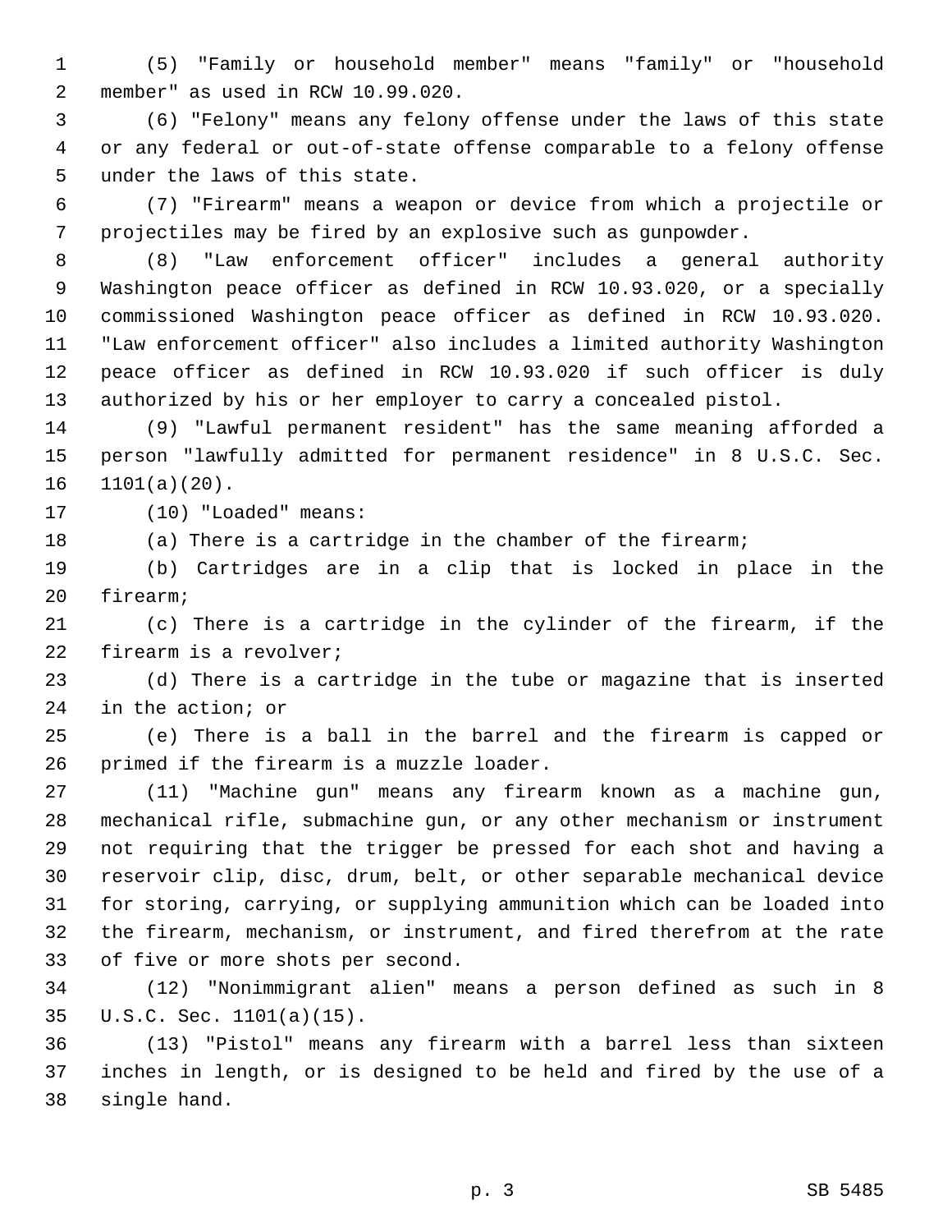(5) "Family or household member" means "family" or "household member" as used in RCW 10.99.020.

(6) "Felony" means any felony offense under the laws of this state or any federal or out-of-state offense comparable to a felony offense under the laws of this state.

(7) "Firearm" means a weapon or device from which a projectile or projectiles may be fired by an explosive such as gunpowder.

(8) "Law enforcement officer" includes a general authority Washington peace officer as defined in RCW 10.93.020, or a specially commissioned Washington peace officer as defined in RCW 10.93.020. "Law enforcement officer" also includes a limited authority Washington peace officer as defined in RCW 10.93.020 if such officer is duly authorized by his or her employer to carry a concealed pistol.

(9) "Lawful permanent resident" has the same meaning afforded a person "lawfully admitted for permanent residence" in 8 U.S.C. Sec. 1101(a)(20).

(10) "Loaded" means:

(a) There is a cartridge in the chamber of the firearm;

(b) Cartridges are in a clip that is locked in place in the firearm;

(c) There is a cartridge in the cylinder of the firearm, if the firearm is a revolver;

(d) There is a cartridge in the tube or magazine that is inserted in the action; or

(e) There is a ball in the barrel and the firearm is capped or primed if the firearm is a muzzle loader.

(11) "Machine gun" means any firearm known as a machine gun, mechanical rifle, submachine gun, or any other mechanism or instrument not requiring that the trigger be pressed for each shot and having a reservoir clip, disc, drum, belt, or other separable mechanical device for storing, carrying, or supplying ammunition which can be loaded into the firearm, mechanism, or instrument, and fired therefrom at the rate of five or more shots per second.

(12) "Nonimmigrant alien" means a person defined as such in 8 U.S.C. Sec. 1101(a)(15).

(13) "Pistol" means any firearm with a barrel less than sixteen inches in length, or is designed to be held and fired by the use of a single hand.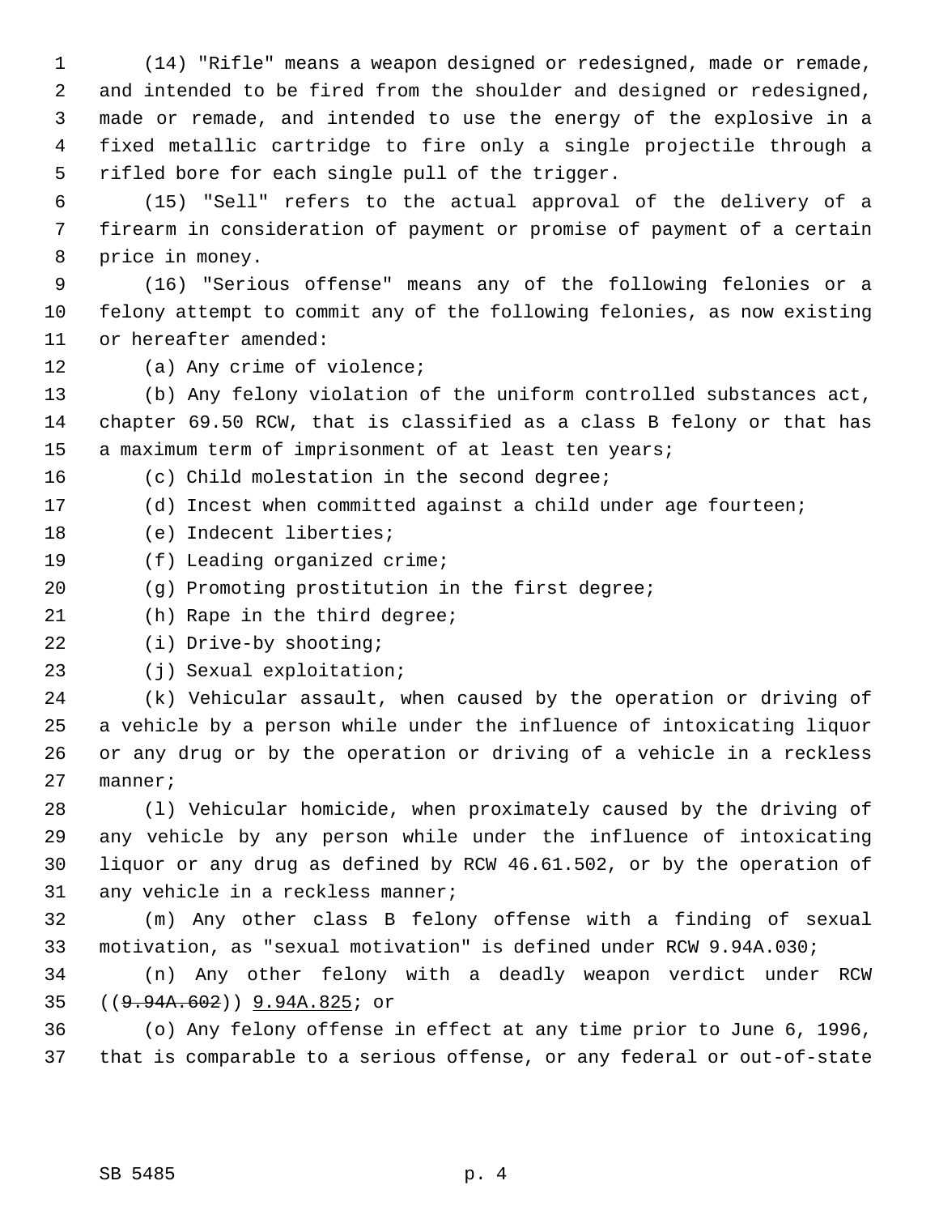(14) "Rifle" means a weapon designed or redesigned, made or remade, and intended to be fired from the shoulder and designed or redesigned, made or remade, and intended to use the energy of the explosive in a fixed metallic cartridge to fire only a single projectile through a rifled bore for each single pull of the trigger.

(15) "Sell" refers to the actual approval of the delivery of a firearm in consideration of payment or promise of payment of a certain price in money.

(16) "Serious offense" means any of the following felonies or a felony attempt to commit any of the following felonies, as now existing or hereafter amended:

(a) Any crime of violence;

(b) Any felony violation of the uniform controlled substances act, chapter 69.50 RCW, that is classified as a class B felony or that has a maximum term of imprisonment of at least ten years;

(c) Child molestation in the second degree;

(d) Incest when committed against a child under age fourteen;

(e) Indecent liberties;

(f) Leading organized crime;

(g) Promoting prostitution in the first degree;

(h) Rape in the third degree;

(i) Drive-by shooting;

(j) Sexual exploitation;

(k) Vehicular assault, when caused by the operation or driving of a vehicle by a person while under the influence of intoxicating liquor or any drug or by the operation or driving of a vehicle in a reckless manner;

(l) Vehicular homicide, when proximately caused by the driving of any vehicle by any person while under the influence of intoxicating liquor or any drug as defined by RCW 46.61.502, or by the operation of any vehicle in a reckless manner;

(m) Any other class B felony offense with a finding of sexual motivation, as "sexual motivation" is defined under RCW 9.94A.030;

(n) Any other felony with a deadly weapon verdict under RCW ((~~9.94A.602~~)) <u>9.94A.825</u>; or

(o) Any felony offense in effect at any time prior to June 6, 1996, that is comparable to a serious offense, or any federal or out-of-state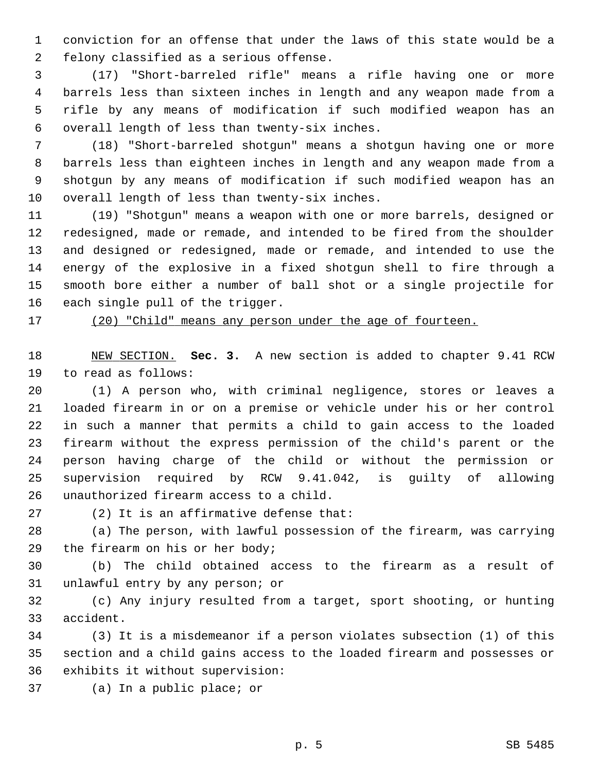conviction for an offense that under the laws of this state would be a felony classified as a serious offense.

(17) "Short-barreled rifle" means a rifle having one or more barrels less than sixteen inches in length and any weapon made from a rifle by any means of modification if such modified weapon has an overall length of less than twenty-six inches.

(18) "Short-barreled shotgun" means a shotgun having one or more barrels less than eighteen inches in length and any weapon made from a shotgun by any means of modification if such modified weapon has an overall length of less than twenty-six inches.

(19) "Shotgun" means a weapon with one or more barrels, designed or redesigned, made or remade, and intended to be fired from the shoulder and designed or redesigned, made or remade, and intended to use the energy of the explosive in a fixed shotgun shell to fire through a smooth bore either a number of ball shot or a single projectile for each single pull of the trigger.

<u>(20) "Child" means any person under the age of fourteen.</u>

<u>NEW SECTION.</u> **Sec. 3.** A new section is added to chapter 9.41 RCW to read as follows:

(1) A person who, with criminal negligence, stores or leaves a loaded firearm in or on a premise or vehicle under his or her control in such a manner that permits a child to gain access to the loaded firearm without the express permission of the child's parent or the person having charge of the child or without the permission or supervision required by RCW 9.41.042, is guilty of allowing unauthorized firearm access to a child.

(2) It is an affirmative defense that:

(a) The person, with lawful possession of the firearm, was carrying the firearm on his or her body;

(b) The child obtained access to the firearm as a result of unlawful entry by any person; or

(c) Any injury resulted from a target, sport shooting, or hunting accident.

(3) It is a misdemeanor if a person violates subsection (1) of this section and a child gains access to the loaded firearm and possesses or exhibits it without supervision:

(a) In a public place; or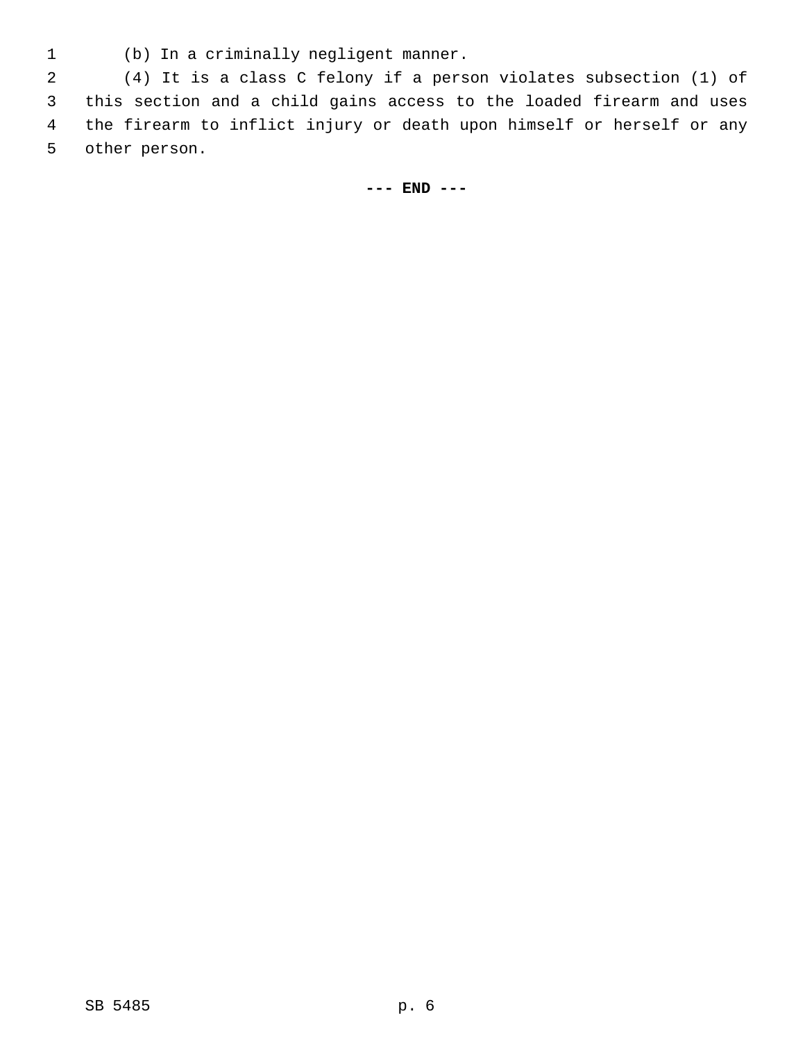(b) In a criminally negligent manner.

(4) It is a class C felony if a person violates subsection (1) of this section and a child gains access to the loaded firearm and uses the firearm to inflict injury or death upon himself or herself or any other person.

**--- END ---**